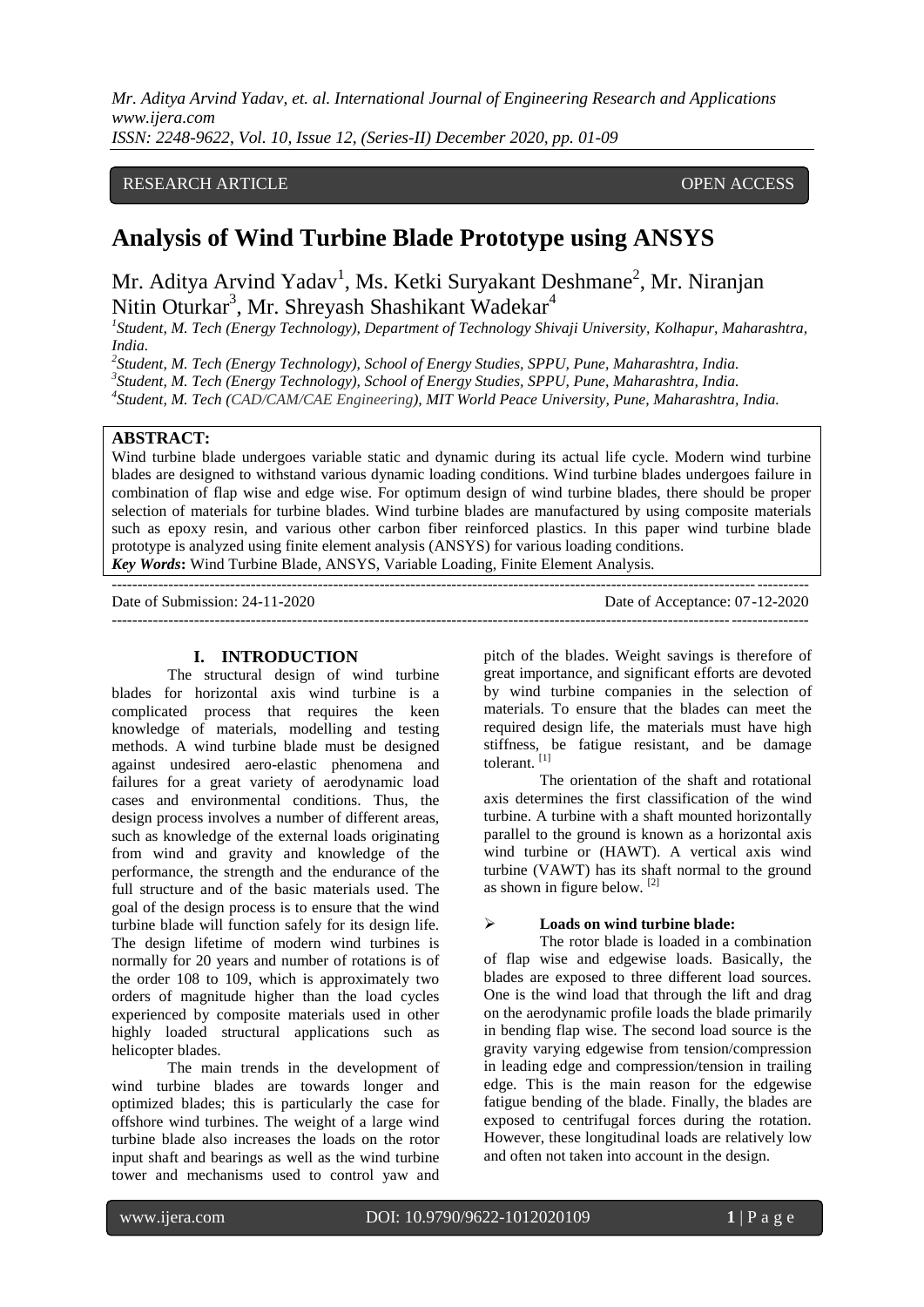RESEARCH ARTICLE OPEN ACCESS

# Analysis of Wind Turbine Blade Prototype using ANSYS

Mr. Aditya Arvind Yadav[1], Ms. Ketki Suryakant Deshmane[2], Mr. Niranjan Nitin Oturkar[3], Mr. Shreyash Shashikant Wadekar[4]

[1]*Student, M. Tech (Energy Technology), Department of Technology Shivaji University, Kolhapur, Maharashtra, India.*
[2]*Student, M. Tech (Energy Technology), School of Energy Studies, SPPU, Pune, Maharashtra, India.*
[3]*Student, M. Tech (Energy Technology), School of Energy Studies, SPPU, Pune, Maharashtra, India.*
[4]*Student, M. Tech (CAD/CAM/CAE Engineering), MIT World Peace University, Pune, Maharashtra, India.*

**ABSTRACT:**
Wind turbine blade undergoes variable static and dynamic during its actual life cycle. Modern wind turbine blades are designed to withstand various dynamic loading conditions. Wind turbine blades undergoes failure in combination of flap wise and edge wise. For optimum design of wind turbine blades, there should be proper selection of materials for turbine blades. Wind turbine blades are manufactured by using composite materials such as epoxy resin, and various other carbon fiber reinforced plastics. In this paper wind turbine blade prototype is analyzed using finite element analysis (ANSYS) for various loading conditions.

***Key Words*:** Wind Turbine Blade, ANSYS, Variable Loading, Finite Element Analysis.

Date of Submission: 24-11-2020 Date of Acceptance: 07-12-2020

## I. INTRODUCTION

The structural design of wind turbine blades for horizontal axis wind turbine is a complicated process that requires the keen knowledge of materials, modelling and testing methods. A wind turbine blade must be designed against undesired aero-elastic phenomena and failures for a great variety of aerodynamic load cases and environmental conditions. Thus, the design process involves a number of different areas, such as knowledge of the external loads originating from wind and gravity and knowledge of the performance, the strength and the endurance of the full structure and of the basic materials used. The goal of the design process is to ensure that the wind turbine blade will function safely for its design life. The design lifetime of modern wind turbines is normally for 20 years and number of rotations is of the order 108 to 109, which is approximately two orders of magnitude higher than the load cycles experienced by composite materials used in other highly loaded structural applications such as helicopter blades.

The main trends in the development of wind turbine blades are towards longer and optimized blades; this is particularly the case for offshore wind turbines. The weight of a large wind turbine blade also increases the loads on the rotor input shaft and bearings as well as the wind turbine tower and mechanisms used to control yaw and pitch of the blades. Weight savings is therefore of great importance, and significant efforts are devoted by wind turbine companies in the selection of materials. To ensure that the blades can meet the required design life, the materials must have high stiffness, be fatigue resistant, and be damage tolerant. [1]

The orientation of the shaft and rotational axis determines the first classification of the wind turbine. A turbine with a shaft mounted horizontally parallel to the ground is known as a horizontal axis wind turbine or (HAWT). A vertical axis wind turbine (VAWT) has its shaft normal to the ground as shown in figure below. [2]

- **Loads on wind turbine blade:**

The rotor blade is loaded in a combination of flap wise and edgewise loads. Basically, the blades are exposed to three different load sources. One is the wind load that through the lift and drag on the aerodynamic profile loads the blade primarily in bending flap wise. The second load source is the gravity varying edgewise from tension/compression in leading edge and compression/tension in trailing edge. This is the main reason for the edgewise fatigue bending of the blade. Finally, the blades are exposed to centrifugal forces during the rotation. However, these longitudinal loads are relatively low and often not taken into account in the design.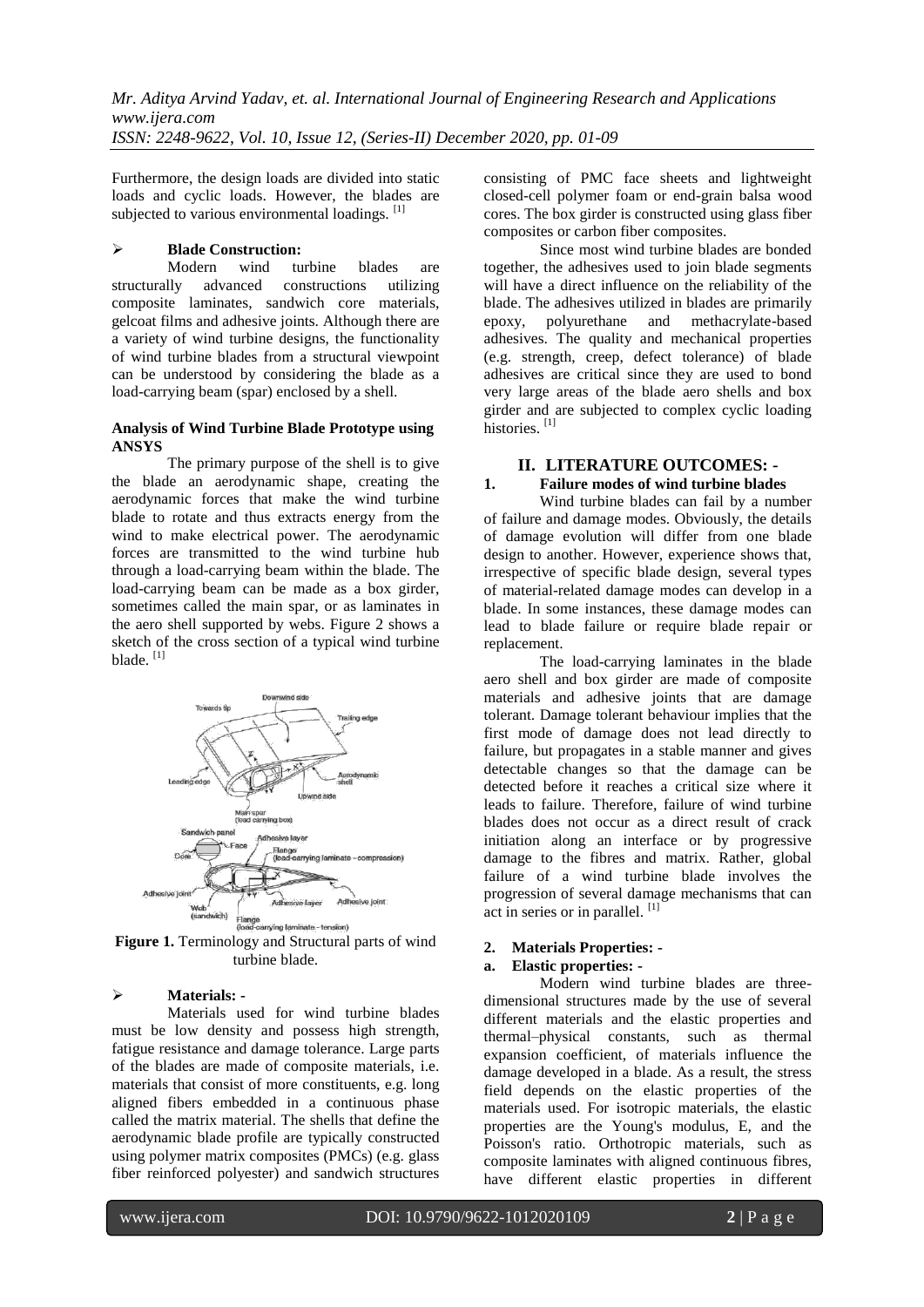Furthermore, the design loads are divided into static loads and cyclic loads. However, the blades are subjected to various environmental loadings. [1]

- **Blade Construction:**

Modern wind turbine blades are structurally advanced constructions utilizing composite laminates, sandwich core materials, gelcoat films and adhesive joints. Although there are a variety of wind turbine designs, the functionality of wind turbine blades from a structural viewpoint can be understood by considering the blade as a load-carrying beam (spar) enclosed by a shell.

**Analysis of Wind Turbine Blade Prototype using ANSYS**

The primary purpose of the shell is to give the blade an aerodynamic shape, creating the aerodynamic forces that make the wind turbine blade to rotate and thus extracts energy from the wind to make electrical power. The aerodynamic forces are transmitted to the wind turbine hub through a load-carrying beam within the blade. The load-carrying beam can be made as a box girder, sometimes called the main spar, or as laminates in the aero shell supported by webs. Figure 2 shows a sketch of the cross section of a typical wind turbine blade. [1]

**Figure 1.** Terminology and Structural parts of wind turbine blade.

- **Materials: -**

Materials used for wind turbine blades must be low density and possess high strength, fatigue resistance and damage tolerance. Large parts of the blades are made of composite materials, i.e. materials that consist of more constituents, e.g. long aligned fibers embedded in a continuous phase called the matrix material. The shells that define the aerodynamic blade profile are typically constructed using polymer matrix composites (PMCs) (e.g. glass fiber reinforced polyester) and sandwich structures consisting of PMC face sheets and lightweight closed-cell polymer foam or end-grain balsa wood cores. The box girder is constructed using glass fiber composites or carbon fiber composites.

Since most wind turbine blades are bonded together, the adhesives used to join blade segments will have a direct influence on the reliability of the blade. The adhesives utilized in blades are primarily epoxy, polyurethane and methacrylate-based adhesives. The quality and mechanical properties (e.g. strength, creep, defect tolerance) of blade adhesives are critical since they are used to bond very large areas of the blade aero shells and box girder and are subjected to complex cyclic loading histories. [1]

## II. LITERATURE OUTCOMES: -

### 1. Failure modes of wind turbine blades

Wind turbine blades can fail by a number of failure and damage modes. Obviously, the details of damage evolution will differ from one blade design to another. However, experience shows that, irrespective of specific blade design, several types of material-related damage modes can develop in a blade. In some instances, these damage modes can lead to blade failure or require blade repair or replacement.

The load-carrying laminates in the blade aero shell and box girder are made of composite materials and adhesive joints that are damage tolerant. Damage tolerant behaviour implies that the first mode of damage does not lead directly to failure, but propagates in a stable manner and gives detectable changes so that the damage can be detected before it reaches a critical size where it leads to failure. Therefore, failure of wind turbine blades does not occur as a direct result of crack initiation along an interface or by progressive damage to the fibres and matrix. Rather, global failure of a wind turbine blade involves the progression of several damage mechanisms that can act in series or in parallel. [1]

### 2. Materials Properties: -

#### a. Elastic properties: -

Modern wind turbine blades are three-dimensional structures made by the use of several different materials and the elastic properties and thermal–physical constants, such as thermal expansion coefficient, of materials influence the damage developed in a blade. As a result, the stress field depends on the elastic properties of the materials used. For isotropic materials, the elastic properties are the Young's modulus, E, and the Poisson's ratio. Orthotropic materials, such as composite laminates with aligned continuous fibres, have different elastic properties in different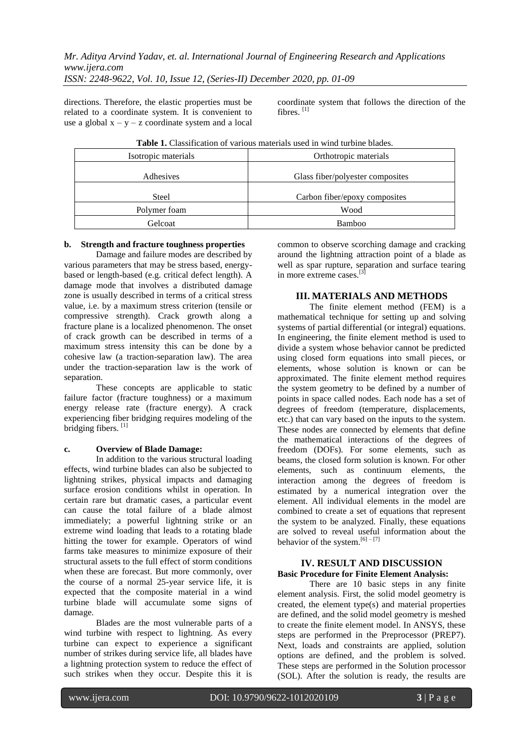directions. Therefore, the elastic properties must be related to a coordinate system. It is convenient to use a global x – y – z coordinate system and a local coordinate system that follows the direction of the fibres. [1]

**Table 1.** Classification of various materials used in wind turbine blades.

| Isotropic materials | Orthotropic materials |
|---|---|
| Adhesives | Glass fiber/polyester composites |
| Steel | Carbon fiber/epoxy composites |
| Polymer foam | Wood |
| Gelcoat | Bamboo |

#### b. Strength and fracture toughness properties

Damage and failure modes are described by various parameters that may be stress based, energy-based or length-based (e.g. critical defect length). A damage mode that involves a distributed damage zone is usually described in terms of a critical stress value, i.e. by a maximum stress criterion (tensile or compressive strength). Crack growth along a fracture plane is a localized phenomenon. The onset of crack growth can be described in terms of a maximum stress intensity this can be done by a cohesive law (a traction-separation law). The area under the traction-separation law is the work of separation.

These concepts are applicable to static failure factor (fracture toughness) or a maximum energy release rate (fracture energy). A crack experiencing fiber bridging requires modeling of the bridging fibers. [1]

#### c. Overview of Blade Damage:

In addition to the various structural loading effects, wind turbine blades can also be subjected to lightning strikes, physical impacts and damaging surface erosion conditions whilst in operation. In certain rare but dramatic cases, a particular event can cause the total failure of a blade almost immediately; a powerful lightning strike or an extreme wind loading that leads to a rotating blade hitting the tower for example. Operators of wind farms take measures to minimize exposure of their structural assets to the full effect of storm conditions when these are forecast. But more commonly, over the course of a normal 25-year service life, it is expected that the composite material in a wind turbine blade will accumulate some signs of damage.

Blades are the most vulnerable parts of a wind turbine with respect to lightning. As every turbine can expect to experience a significant number of strikes during service life, all blades have a lightning protection system to reduce the effect of such strikes when they occur. Despite this it is common to observe scorching damage and cracking around the lightning attraction point of a blade as well as spar rupture, separation and surface tearing in more extreme cases.[3]

## III. MATERIALS AND METHODS

The finite element method (FEM) is a mathematical technique for setting up and solving systems of partial differential (or integral) equations. In engineering, the finite element method is used to divide a system whose behavior cannot be predicted using closed form equations into small pieces, or elements, whose solution is known or can be approximated. The finite element method requires the system geometry to be defined by a number of points in space called nodes. Each node has a set of degrees of freedom (temperature, displacements, etc.) that can vary based on the inputs to the system. These nodes are connected by elements that define the mathematical interactions of the degrees of freedom (DOFs). For some elements, such as beams, the closed form solution is known. For other elements, such as continuum elements, the interaction among the degrees of freedom is estimated by a numerical integration over the element. All individual elements in the model are combined to create a set of equations that represent the system to be analyzed. Finally, these equations are solved to reveal useful information about the behavior of the system.[6] – [7]

## IV. RESULT AND DISCUSSION

**Basic Procedure for Finite Element Analysis:**

There are 10 basic steps in any finite element analysis. First, the solid model geometry is created, the element type(s) and material properties are defined, and the solid model geometry is meshed to create the finite element model. In ANSYS, these steps are performed in the Preprocessor (PREP7). Next, loads and constraints are applied, solution options are defined, and the problem is solved. These steps are performed in the Solution processor (SOL). After the solution is ready, the results are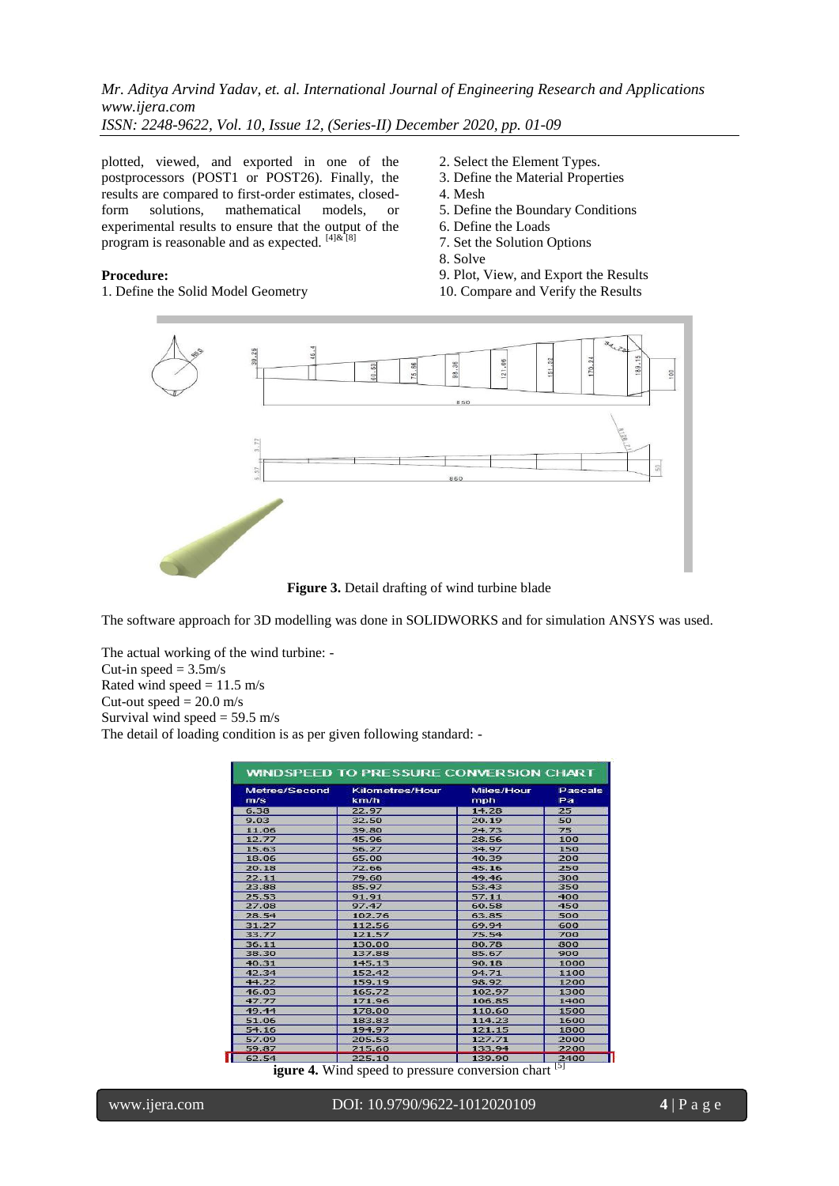plotted, viewed, and exported in one of the postprocessors (POST1 or POST26). Finally, the results are compared to first-order estimates, closed-form solutions, mathematical models, or experimental results to ensure that the output of the program is reasonable and as expected. [4]&[8]

**Procedure:**

1. Define the Solid Model Geometry
2. Select the Element Types.
3. Define the Material Properties
4. Mesh
5. Define the Boundary Conditions
6. Define the Loads
7. Set the Solution Options
8. Solve
9. Plot, View, and Export the Results
10. Compare and Verify the Results

**Figure 3.** Detail drafting of wind turbine blade

The software approach for 3D modelling was done in SOLIDWORKS and for simulation ANSYS was used.

The actual working of the wind turbine: -
Cut-in speed = 3.5m/s
Rated wind speed = 11.5 m/s
Cut-out speed = 20.0 m/s
Survival wind speed = 59.5 m/s
The detail of loading condition is as per given following standard: -

WINDSPEED TO PRESSURE CONVERSION CHART

| Metres/Second m/s | Kilometres/Hour km/h | Miles/Hour mph | Pascals Pa |
|---|---|---|---|
| 6.38 | 22.97 | 14.28 | 25 |
| 9.03 | 32.50 | 20.19 | 50 |
| 11.06 | 39.80 | 24.73 | 75 |
| 12.77 | 45.96 | 28.56 | 100 |
| 15.63 | 56.27 | 34.97 | 150 |
| 18.06 | 65.00 | 40.39 | 200 |
| 20.18 | 72.66 | 45.16 | 250 |
| 22.11 | 79.60 | 49.46 | 300 |
| 23.88 | 85.97 | 53.43 | 350 |
| 25.53 | 91.91 | 57.11 | 400 |
| 27.08 | 97.47 | 60.58 | 450 |
| 28.54 | 102.76 | 63.85 | 500 |
| 31.27 | 112.56 | 69.94 | 600 |
| 33.77 | 121.57 | 75.54 | 700 |
| 36.11 | 130.00 | 80.78 | 800 |
| 38.30 | 137.88 | 85.67 | 900 |
| 40.31 | 145.13 | 90.18 | 1000 |
| 42.34 | 152.42 | 94.71 | 1100 |
| 44.22 | 159.19 | 98.92 | 1200 |
| 46.03 | 165.72 | 102.97 | 1300 |
| 47.77 | 171.96 | 106.85 | 1400 |
| 49.44 | 178.00 | 110.60 | 1500 |
| 51.06 | 183.83 | 114.23 | 1600 |
| 54.16 | 194.97 | 121.15 | 1800 |
| 57.09 | 205.53 | 127.71 | 2000 |
| 59.87 | 215.60 | 133.94 | 2200 |
| 62.54 | 225.10 | 139.90 | 2400 |

**igure 4.** Wind speed to pressure conversion chart [5]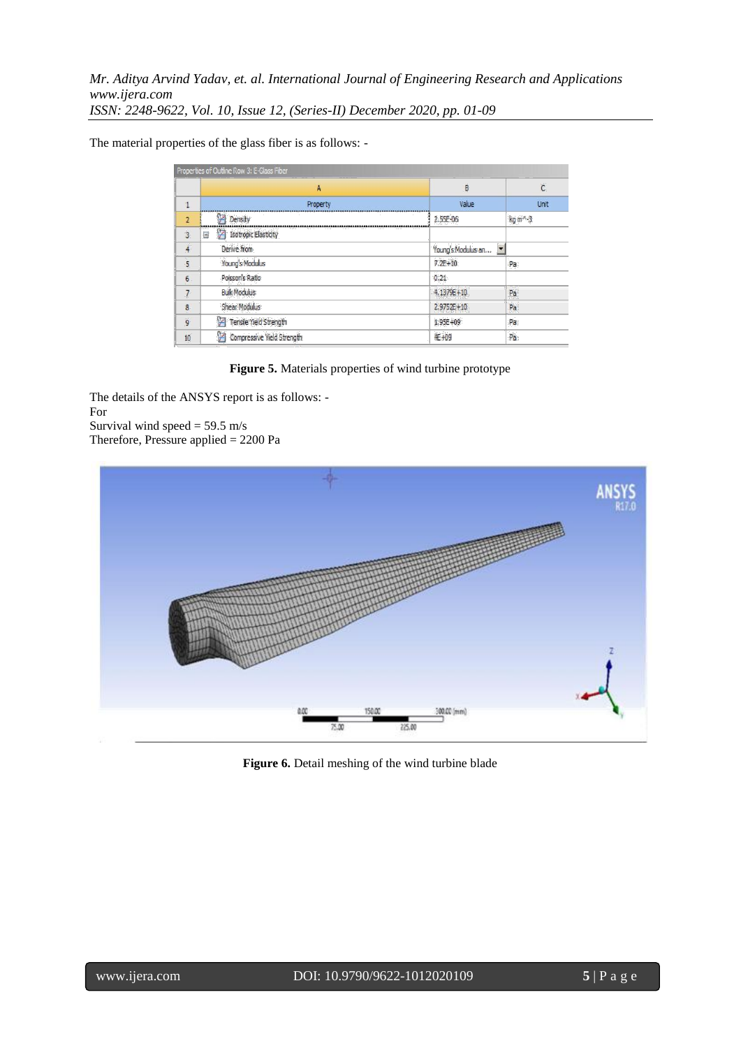The material properties of the glass fiber is as follows: -

| | A | B | C |
|---|---|---|---|
| 1 | Property | Value | Unit |
| 2 | Density | 2.55E-06 | kg m^-3 |
| 3 | Isotropic Elasticity | | |
| 4 | Derive from | Young's Modulus an... | |
| 5 | Young's Modulus | 7.2E+10 | Pa |
| 6 | Poisson's Ratio | 0.21 | |
| 7 | Bulk Modulus | 4.1379E+10 | Pa |
| 8 | Shear Modulus | 2.9752E+10 | Pa |
| 9 | Tensile Yield Strength | 1.95E+09 | Pa |
| 10 | Compressive Yield Strength | 4E+09 | Pa |

**Figure 5.** Materials properties of wind turbine prototype

The details of the ANSYS report is as follows: -
For
Survival wind speed = 59.5 m/s
Therefore, Pressure applied = 2200 Pa

**Figure 6.** Detail meshing of the wind turbine blade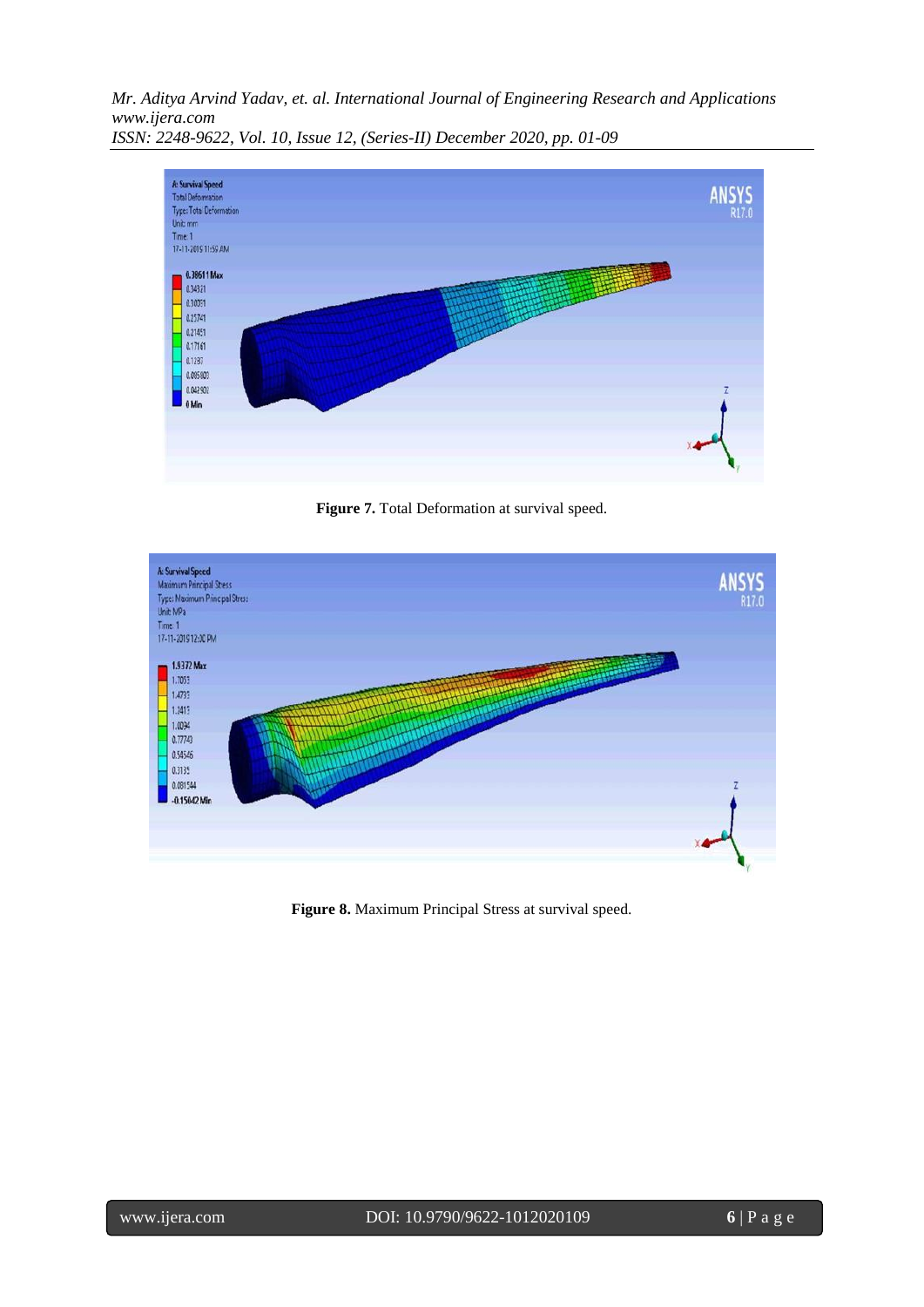**Figure 7.** Total Deformation at survival speed.

**Figure 8.** Maximum Principal Stress at survival speed.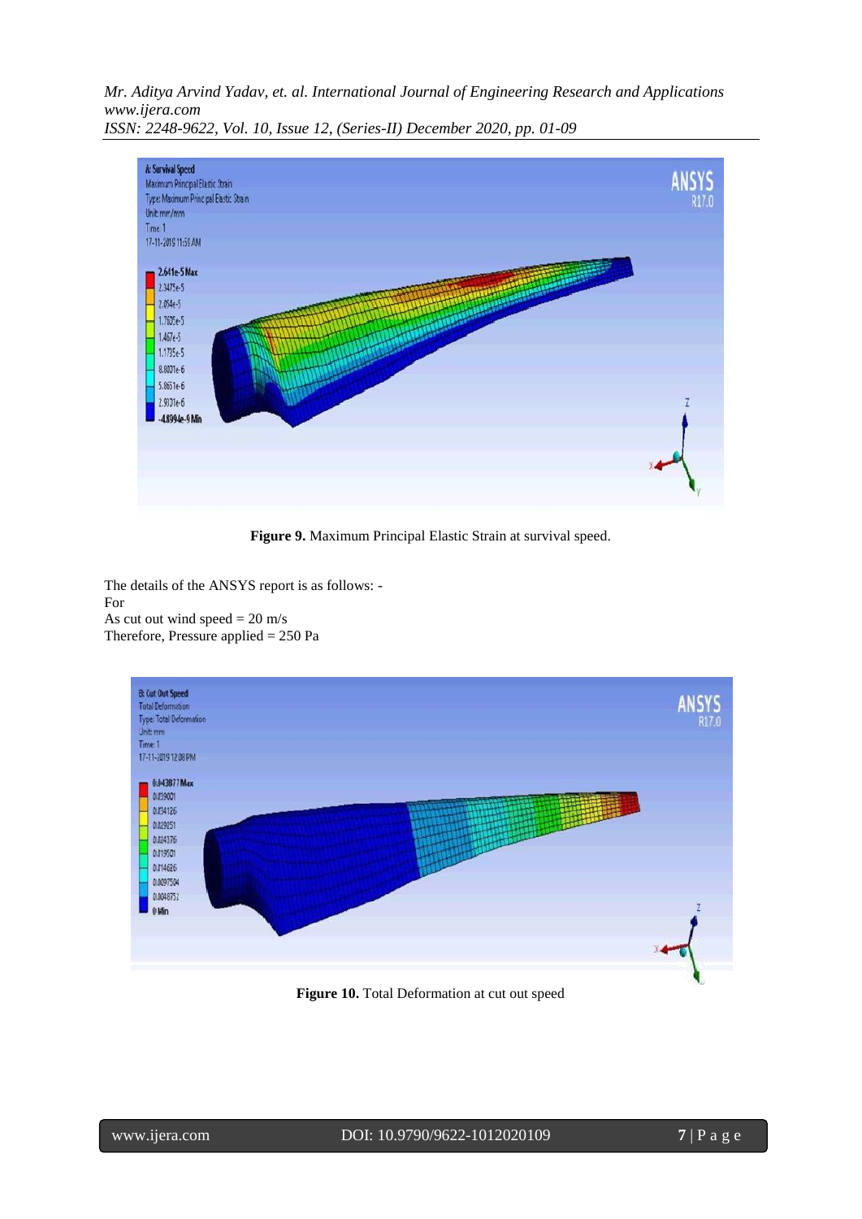**Figure 9.** Maximum Principal Elastic Strain at survival speed.

The details of the ANSYS report is as follows: -
For
As cut out wind speed = 20 m/s
Therefore, Pressure applied = 250 Pa

**Figure 10.** Total Deformation at cut out speed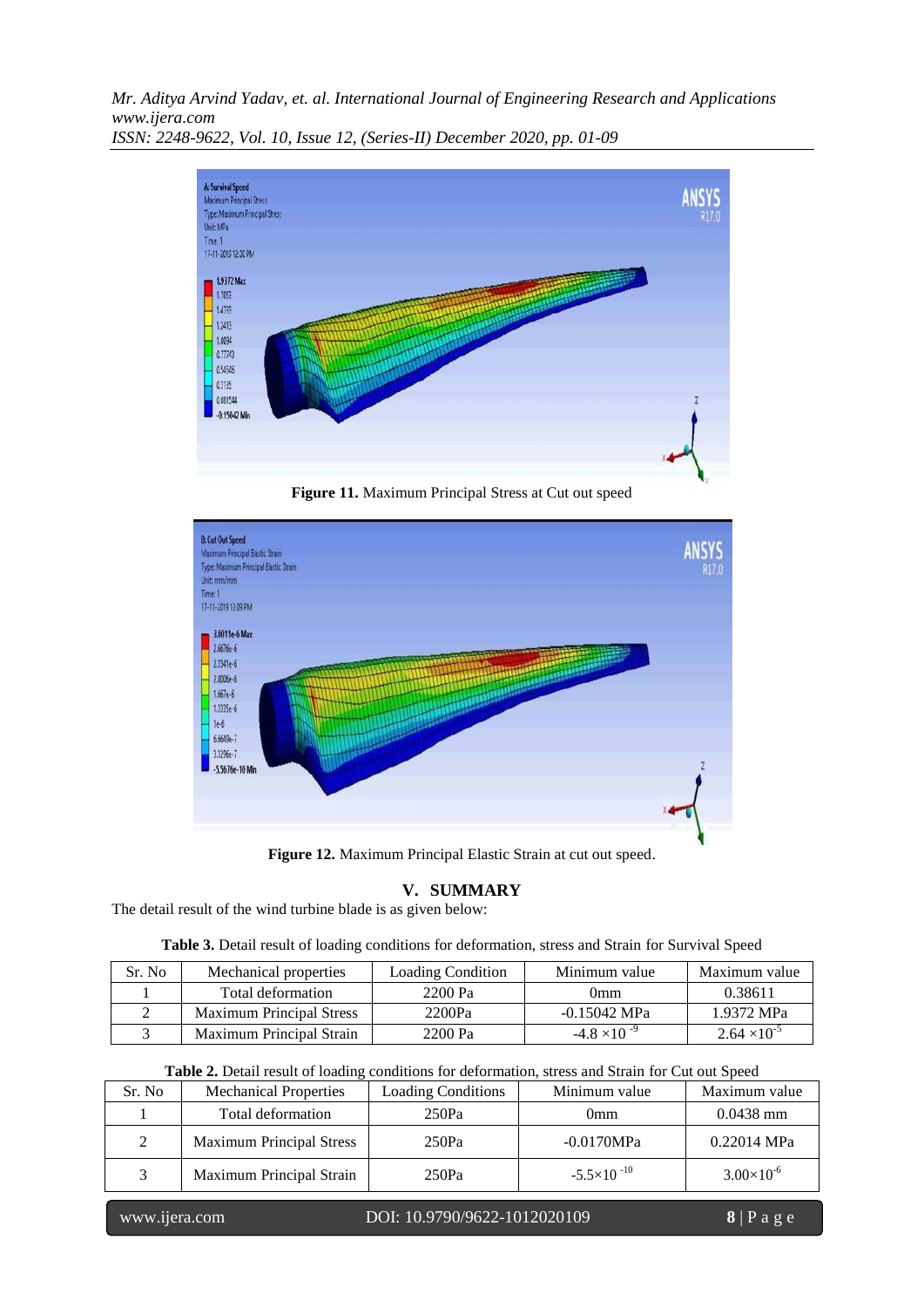Figure 11. Maximum Principal Stress at Cut out speed

Figure 12. Maximum Principal Elastic Strain at cut out speed.

## V. SUMMARY

The detail result of the wind turbine blade is as given below:

**Table 3.** Detail result of loading conditions for deformation, stress and Strain for Survival Speed

| Sr. No | Mechanical properties | Loading Condition | Minimum value | Maximum value |
|---|---|---|---|---|
| 1 | Total deformation | 2200 Pa | 0mm | 0.38611 |
| 2 | Maximum Principal Stress | 2200Pa | -0.15042 MPa | 1.9372 MPa |
| 3 | Maximum Principal Strain | 2200 Pa | $-4.8 \times 10^{-9}$ | $2.64 \times 10^{-5}$ |

**Table 2.** Detail result of loading conditions for deformation, stress and Strain for Cut out Speed

| Sr. No | Mechanical Properties | Loading Conditions | Minimum value | Maximum value |
|---|---|---|---|---|
| 1 | Total deformation | 250Pa | 0mm | 0.0438 mm |
| 2 | Maximum Principal Stress | 250Pa | -0.0170MPa | 0.22014 MPa |
| 3 | Maximum Principal Strain | 250Pa | $-5.5\times10^{-10}$ | $3.00\times10^{-6}$ |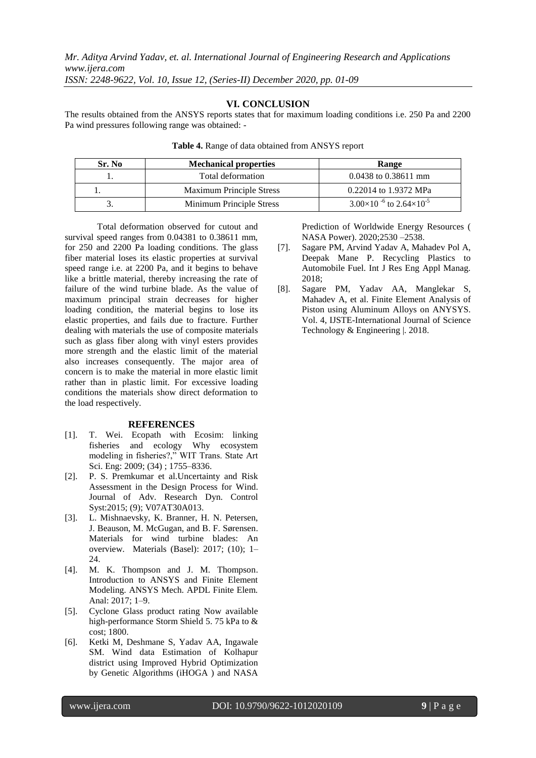## VI. CONCLUSION

The results obtained from the ANSYS reports states that for maximum loading conditions i.e. 250 Pa and 2200 Pa wind pressures following range was obtained: -

**Table 4.** Range of data obtained from ANSYS report

| Sr. No | Mechanical properties | Range |
|---|---|---|
| 1. | Total deformation | 0.0438 to 0.38611 mm |
| 1. | Maximum Principle Stress | 0.22014 to 1.9372 MPa |
| 3. | Minimum Principle Stress | $3.00\times10^{-6}$ to $2.64\times10^{-5}$ |

Total deformation observed for cutout and survival speed ranges from 0.04381 to 0.38611 mm, for 250 and 2200 Pa loading conditions. The glass fiber material loses its elastic properties at survival speed range i.e. at 2200 Pa, and it begins to behave like a brittle material, thereby increasing the rate of failure of the wind turbine blade. As the value of maximum principal strain decreases for higher loading condition, the material begins to lose its elastic properties, and fails due to fracture. Further dealing with materials the use of composite materials such as glass fiber along with vinyl esters provides more strength and the elastic limit of the material also increases consequently. The major area of concern is to make the material in more elastic limit rather than in plastic limit. For excessive loading conditions the materials show direct deformation to the load respectively.

## REFERENCES

- [1]. T. Wei. Ecopath with Ecosim: linking fisheries and ecology Why ecosystem modeling in fisheries?," WIT Trans. State Art Sci. Eng: 2009; (34) ; 1755–8336.
- [2]. P. S. Premkumar et al.Uncertainty and Risk Assessment in the Design Process for Wind. Journal of Adv. Research Dyn. Control Syst:2015; (9); V07AT30A013.
- [3]. L. Mishnaevsky, K. Branner, H. N. Petersen, J. Beauson, M. McGugan, and B. F. Sørensen. Materials for wind turbine blades: An overview. Materials (Basel): 2017; (10); 1–24.
- [4]. M. K. Thompson and J. M. Thompson. Introduction to ANSYS and Finite Element Modeling. ANSYS Mech. APDL Finite Elem. Anal: 2017; 1–9.
- [5]. Cyclone Glass product rating Now available high-performance Storm Shield 5. 75 kPa to & cost; 1800.
- [6]. Ketki M, Deshmane S, Yadav AA, Ingawale SM. Wind data Estimation of Kolhapur district using Improved Hybrid Optimization by Genetic Algorithms (iHOGA ) and NASA Prediction of Worldwide Energy Resources ( NASA Power). 2020;2530 –2538.
- [7]. Sagare PM, Arvind Yadav A, Mahadev Pol A, Deepak Mane P. Recycling Plastics to Automobile Fuel. Int J Res Eng Appl Manag. 2018;
- [8]. Sagare PM, Yadav AA, Manglekar S, Mahadev A, et al. Finite Element Analysis of Piston using Aluminum Alloys on ANYSYS. Vol. 4, IJSTE-International Journal of Science Technology & Engineering |. 2018.